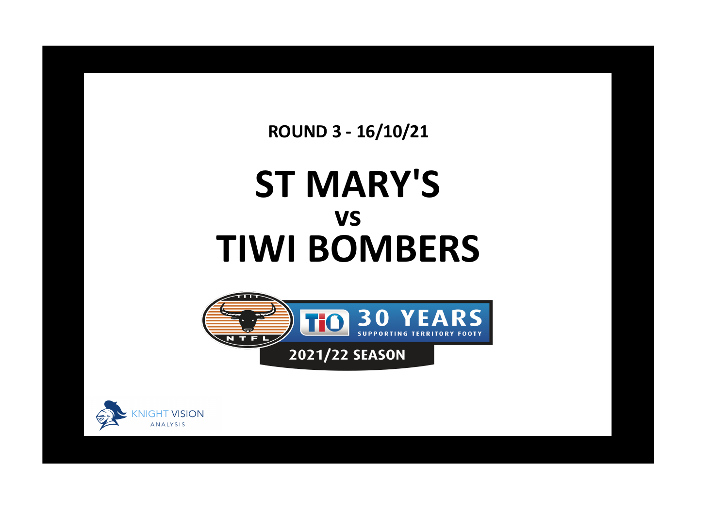**ROUND 3 - 16/10/21**

# ST MARY'S
## vs
# TIWI BOMBERS

NTFL

TIO 30 YEARS SUPPORTING TERRITORY FOOTY

2021/22 SEASON

KNIGHT VISION ANALYSIS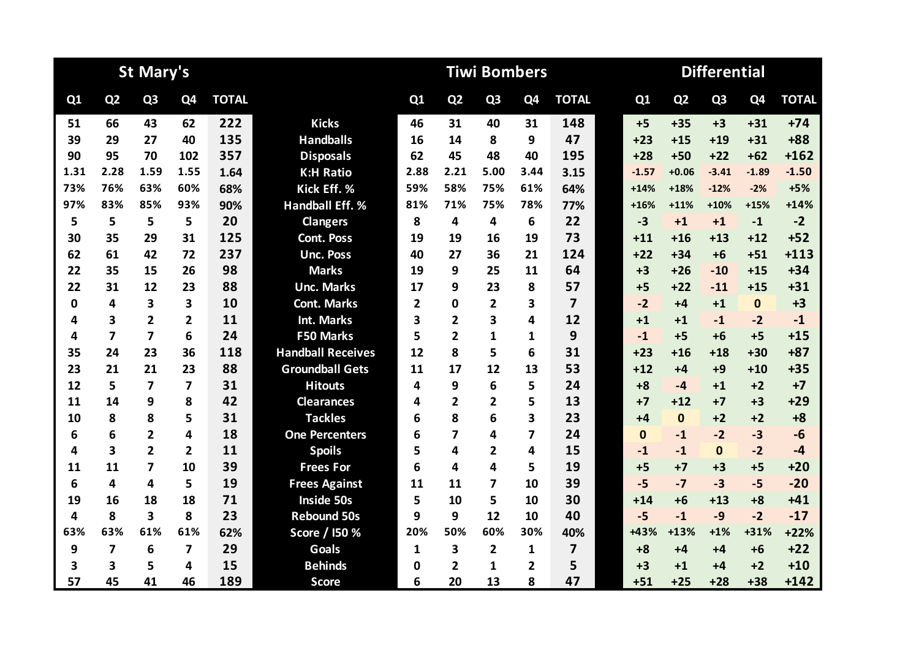| St Mary's | | | | | | Tiwi Bombers | | | | | Differential | | | | |
|---|---|---|---|---|---|---|---|---|---|---|---|---|---|---|---|
| Q1 | Q2 | Q3 | Q4 | TOTAL | | Q1 | Q2 | Q3 | Q4 | TOTAL | Q1 | Q2 | Q3 | Q4 | TOTAL |
| 51 | 66 | 43 | 62 | 222 | Kicks | 46 | 31 | 40 | 31 | 148 | +5 | +35 | +3 | +31 | +74 |
| 39 | 29 | 27 | 40 | 135 | Handballs | 16 | 14 | 8 | 9 | 47 | +23 | +15 | +19 | +31 | +88 |
| 90 | 95 | 70 | 102 | 357 | Disposals | 62 | 45 | 48 | 40 | 195 | +28 | +50 | +22 | +62 | +162 |
| 1.31 | 2.28 | 1.59 | 1.55 | 1.64 | K:H Ratio | 2.88 | 2.21 | 5.00 | 3.44 | 3.15 | -1.57 | +0.06 | -3.41 | -1.89 | -1.50 |
| 73% | 76% | 63% | 60% | 68% | Kick Eff. % | 59% | 58% | 75% | 61% | 64% | +14% | +18% | -12% | -2% | +5% |
| 97% | 83% | 85% | 93% | 90% | Handball Eff. % | 81% | 71% | 75% | 78% | 77% | +16% | +11% | +10% | +15% | +14% |
| 5 | 5 | 5 | 5 | 20 | Clangers | 8 | 4 | 4 | 6 | 22 | -3 | +1 | +1 | -1 | -2 |
| 30 | 35 | 29 | 31 | 125 | Cont. Poss | 19 | 19 | 16 | 19 | 73 | +11 | +16 | +13 | +12 | +52 |
| 62 | 61 | 42 | 72 | 237 | Unc. Poss | 40 | 27 | 36 | 21 | 124 | +22 | +34 | +6 | +51 | +113 |
| 22 | 35 | 15 | 26 | 98 | Marks | 19 | 9 | 25 | 11 | 64 | +3 | +26 | -10 | +15 | +34 |
| 22 | 31 | 12 | 23 | 88 | Unc. Marks | 17 | 9 | 23 | 8 | 57 | +5 | +22 | -11 | +15 | +31 |
| 0 | 4 | 3 | 3 | 10 | Cont. Marks | 2 | 0 | 2 | 3 | 7 | -2 | +4 | +1 | 0 | +3 |
| 4 | 3 | 2 | 2 | 11 | Int. Marks | 3 | 2 | 3 | 4 | 12 | +1 | +1 | -1 | -2 | -1 |
| 4 | 7 | 7 | 6 | 24 | F50 Marks | 5 | 2 | 1 | 1 | 9 | -1 | +5 | +6 | +5 | +15 |
| 35 | 24 | 23 | 36 | 118 | Handball Receives | 12 | 8 | 5 | 6 | 31 | +23 | +16 | +18 | +30 | +87 |
| 23 | 21 | 21 | 23 | 88 | Groundball Gets | 11 | 17 | 12 | 13 | 53 | +12 | +4 | +9 | +10 | +35 |
| 12 | 5 | 7 | 7 | 31 | Hitouts | 4 | 9 | 6 | 5 | 24 | +8 | -4 | +1 | +2 | +7 |
| 11 | 14 | 9 | 8 | 42 | Clearances | 4 | 2 | 2 | 5 | 13 | +7 | +12 | +7 | +3 | +29 |
| 10 | 8 | 8 | 5 | 31 | Tackles | 6 | 8 | 6 | 3 | 23 | +4 | 0 | +2 | +2 | +8 |
| 6 | 6 | 2 | 4 | 18 | One Percenters | 6 | 7 | 4 | 7 | 24 | 0 | -1 | -2 | -3 | -6 |
| 4 | 3 | 2 | 2 | 11 | Spoils | 5 | 4 | 2 | 4 | 15 | -1 | -1 | 0 | -2 | -4 |
| 11 | 11 | 7 | 10 | 39 | Frees For | 6 | 4 | 4 | 5 | 19 | +5 | +7 | +3 | +5 | +20 |
| 6 | 4 | 4 | 5 | 19 | Frees Against | 11 | 11 | 7 | 10 | 39 | -5 | -7 | -3 | -5 | -20 |
| 19 | 16 | 18 | 18 | 71 | Inside 50s | 5 | 10 | 5 | 10 | 30 | +14 | +6 | +13 | +8 | +41 |
| 4 | 8 | 3 | 8 | 23 | Rebound 50s | 9 | 9 | 12 | 10 | 40 | -5 | -1 | -9 | -2 | -17 |
| 63% | 63% | 61% | 61% | 62% | Score / I50 % | 20% | 50% | 60% | 30% | 40% | +43% | +13% | +1% | +31% | +22% |
| 9 | 7 | 6 | 7 | 29 | Goals | 1 | 3 | 2 | 1 | 7 | +8 | +4 | +4 | +6 | +22 |
| 3 | 3 | 5 | 4 | 15 | Behinds | 0 | 2 | 1 | 2 | 5 | +3 | +1 | +4 | +2 | +10 |
| 57 | 45 | 41 | 46 | 189 | Score | 6 | 20 | 13 | 8 | 47 | +51 | +25 | +28 | +38 | +142 |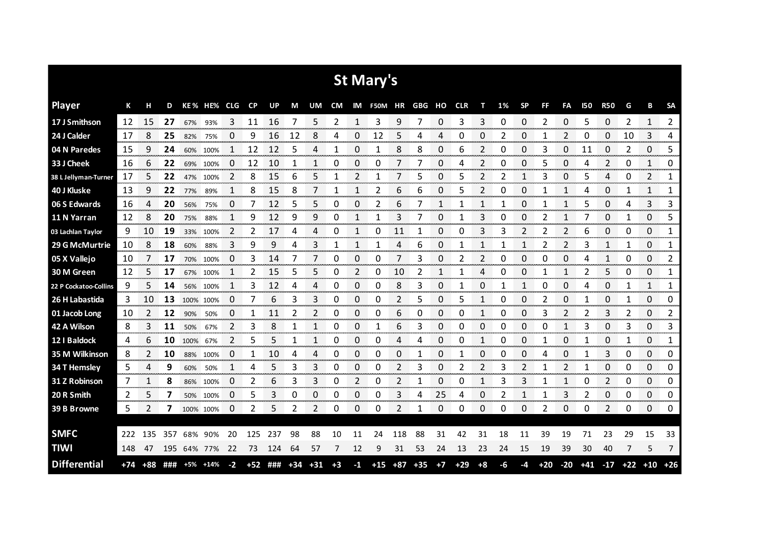# St Mary's

| Player | K | H | D | KE% | HE% | CLG | CP | UP | M | UM | CM | IM | F50M | HR | GBG | HO | CLR | T | 1% | SP | FF | FA | I50 | R50 | G | B | SA |
|---|---|---|---|---|---|---|---|---|---|---|---|---|---|---|---|---|---|---|---|---|---|---|---|---|---|---|---|
| 17 J Smithson | 12 | 15 | **27** | 67% | 93% | 3 | 11 | 16 | 7 | 5 | 2 | 1 | 3 | 9 | 7 | 0 | 3 | 3 | 0 | 0 | 2 | 0 | 5 | 0 | 2 | 1 | 2 |
| 24 J Calder | 17 | 8 | **25** | 82% | 75% | 0 | 9 | 16 | 12 | 8 | 4 | 0 | 12 | 5 | 4 | 4 | 0 | 0 | 2 | 0 | 1 | 2 | 0 | 0 | 10 | 3 | 4 |
| 04 N Paredes | 15 | 9 | **24** | 60% | 100% | 1 | 12 | 12 | 5 | 4 | 1 | 0 | 1 | 8 | 8 | 0 | 6 | 2 | 0 | 0 | 3 | 0 | 11 | 0 | 2 | 0 | 5 |
| 33 J Cheek | 16 | 6 | **22** | 69% | 100% | 0 | 12 | 10 | 1 | 1 | 0 | 0 | 0 | 7 | 7 | 0 | 4 | 2 | 0 | 0 | 5 | 0 | 4 | 2 | 0 | 1 | 0 |
| 38 L Jellyman-Turner | 17 | 5 | **22** | 47% | 100% | 2 | 8 | 15 | 6 | 5 | 1 | 2 | 1 | 7 | 5 | 0 | 5 | 2 | 2 | 1 | 3 | 0 | 5 | 4 | 0 | 2 | 1 |
| 40 J Kluske | 13 | 9 | **22** | 77% | 89% | 1 | 8 | 15 | 8 | 7 | 1 | 1 | 2 | 6 | 6 | 0 | 5 | 2 | 0 | 0 | 1 | 1 | 4 | 0 | 1 | 1 | 1 |
| 06 S Edwards | 16 | 4 | **20** | 56% | 75% | 0 | 7 | 12 | 5 | 5 | 0 | 0 | 2 | 6 | 7 | 1 | 1 | 1 | 1 | 0 | 1 | 1 | 5 | 0 | 4 | 3 | 3 |
| 11 N Yarran | 12 | 8 | **20** | 75% | 88% | 1 | 9 | 12 | 9 | 9 | 0 | 1 | 1 | 3 | 7 | 0 | 1 | 3 | 0 | 0 | 2 | 1 | 7 | 0 | 1 | 0 | 5 |
| 03 Lachlan Taylor | 9 | 10 | **19** | 33% | 100% | 2 | 2 | 17 | 4 | 4 | 0 | 1 | 0 | 11 | 1 | 0 | 0 | 3 | 3 | 2 | 2 | 2 | 6 | 0 | 0 | 0 | 1 |
| 29 G McMurtrie | 10 | 8 | **18** | 60% | 88% | 3 | 9 | 9 | 4 | 3 | 1 | 1 | 1 | 4 | 6 | 0 | 1 | 1 | 1 | 1 | 2 | 2 | 3 | 1 | 1 | 0 | 1 |
| 05 X Vallejo | 10 | 7 | **17** | 70% | 100% | 0 | 3 | 14 | 7 | 7 | 0 | 0 | 0 | 7 | 3 | 0 | 2 | 2 | 0 | 0 | 0 | 0 | 4 | 1 | 0 | 0 | 2 |
| 30 M Green | 12 | 5 | **17** | 67% | 100% | 1 | 2 | 15 | 5 | 5 | 0 | 2 | 0 | 10 | 2 | 1 | 1 | 4 | 0 | 0 | 1 | 1 | 2 | 5 | 0 | 0 | 1 |
| 22 P Cockatoo-Collins | 9 | 5 | **14** | 56% | 100% | 1 | 3 | 12 | 4 | 4 | 0 | 0 | 0 | 8 | 3 | 0 | 1 | 0 | 1 | 1 | 0 | 0 | 4 | 0 | 1 | 1 | 1 |
| 26 H Labastida | 3 | 10 | **13** | 100% | 100% | 0 | 7 | 6 | 3 | 3 | 0 | 0 | 0 | 2 | 5 | 0 | 5 | 1 | 0 | 0 | 2 | 0 | 1 | 0 | 1 | 0 | 0 |
| 01 Jacob Long | 10 | 2 | **12** | 90% | 50% | 0 | 1 | 11 | 2 | 2 | 0 | 0 | 0 | 6 | 0 | 0 | 0 | 1 | 0 | 0 | 3 | 2 | 2 | 3 | 2 | 0 | 2 |
| 42 A Wilson | 8 | 3 | **11** | 50% | 67% | 2 | 3 | 8 | 1 | 1 | 0 | 0 | 1 | 6 | 3 | 0 | 0 | 0 | 0 | 0 | 0 | 1 | 3 | 0 | 3 | 0 | 3 |
| 12 I Baldock | 4 | 6 | **10** | 100% | 67% | 2 | 5 | 5 | 1 | 1 | 0 | 0 | 0 | 4 | 4 | 0 | 0 | 1 | 0 | 0 | 1 | 0 | 1 | 0 | 1 | 0 | 1 |
| 35 M Wilkinson | 8 | 2 | **10** | 88% | 100% | 0 | 1 | 10 | 4 | 4 | 0 | 0 | 0 | 0 | 1 | 0 | 1 | 0 | 0 | 0 | 4 | 0 | 1 | 3 | 0 | 0 | 0 |
| 34 T Hemsley | 5 | 4 | **9** | 60% | 50% | 1 | 4 | 5 | 3 | 3 | 0 | 0 | 0 | 2 | 3 | 0 | 2 | 2 | 3 | 2 | 1 | 2 | 1 | 0 | 0 | 0 | 0 |
| 31 Z Robinson | 7 | 1 | **8** | 86% | 100% | 0 | 2 | 6 | 3 | 3 | 0 | 2 | 0 | 2 | 1 | 0 | 0 | 1 | 3 | 3 | 1 | 1 | 0 | 2 | 0 | 0 | 0 |
| 20 R Smith | 2 | 5 | **7** | 50% | 100% | 0 | 5 | 3 | 0 | 0 | 0 | 0 | 0 | 3 | 4 | 25 | 4 | 0 | 2 | 1 | 1 | 3 | 2 | 0 | 0 | 0 | 0 |
| 39 B Browne | 5 | 2 | **7** | 100% | 100% | 0 | 2 | 5 | 2 | 2 | 0 | 0 | 0 | 2 | 1 | 0 | 0 | 0 | 0 | 0 | 2 | 0 | 0 | 2 | 0 | 0 | 0 |
| **SMFC** | 222 | 135 | 357 | 68% | 90% | 20 | 125 | 237 | 98 | 88 | 10 | 11 | 24 | 118 | 88 | 31 | 42 | 31 | 18 | 11 | 39 | 19 | 71 | 23 | 29 | 15 | 33 |
| **TIWI** | 148 | 47 | 195 | 64% | 77% | 22 | 73 | 124 | 64 | 57 | 7 | 12 | 9 | 31 | 53 | 24 | 13 | 23 | 24 | 15 | 19 | 39 | 30 | 40 | 7 | 5 | 7 |
| **Differential** | +74 | +88 | ### | +5% | +14% | -2 | +52 | ### | +34 | +31 | +3 | -1 | +15 | +87 | +35 | +7 | +29 | +8 | -6 | -4 | +20 | -20 | +41 | -17 | +22 | +10 | +26 |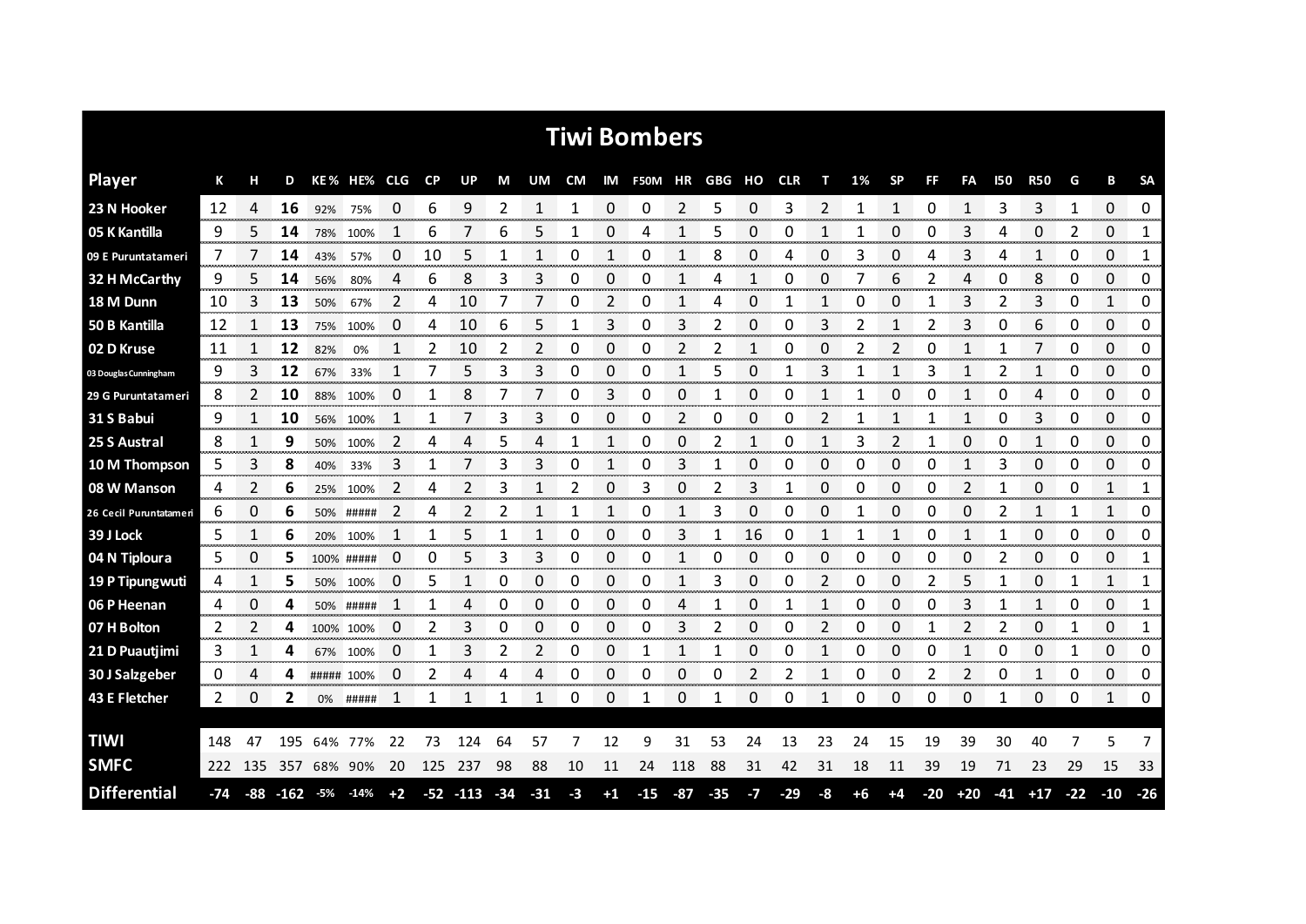# Tiwi Bombers

| Player | K | H | D | KE% | HE% | CLG | CP | UP | M | UM | CM | IM | F50M | HR | GBG | HO | CLR | T | 1% | SP | FF | FA | I50 | R50 | G | B | SA |
|---|---|---|---|---|---|---|---|---|---|---|---|---|---|---|---|---|---|---|---|---|---|---|---|---|---|---|---|
| 23 N Hooker | 12 | 4 | **16** | 92% | 75% | 0 | 6 | 9 | 2 | 1 | 1 | 0 | 0 | 2 | 5 | 0 | 3 | 2 | 1 | 1 | 0 | 1 | 3 | 3 | 1 | 0 | 0 |
| 05 K Kantilla | 9 | 5 | **14** | 78% | 100% | 1 | 6 | 7 | 6 | 5 | 1 | 0 | 4 | 1 | 5 | 0 | 0 | 1 | 1 | 0 | 0 | 3 | 4 | 0 | 2 | 0 | 1 |
| 09 E Puruntatameri | 7 | 7 | **14** | 43% | 57% | 0 | 10 | 5 | 1 | 1 | 0 | 1 | 0 | 1 | 8 | 0 | 4 | 0 | 3 | 0 | 4 | 3 | 4 | 1 | 0 | 0 | 1 |
| 32 H McCarthy | 9 | 5 | **14** | 56% | 80% | 4 | 6 | 8 | 3 | 3 | 0 | 0 | 0 | 1 | 4 | 1 | 0 | 0 | 7 | 6 | 2 | 4 | 0 | 8 | 0 | 0 | 0 |
| 18 M Dunn | 10 | 3 | **13** | 50% | 67% | 2 | 4 | 10 | 7 | 7 | 0 | 2 | 0 | 1 | 4 | 0 | 1 | 1 | 0 | 0 | 1 | 3 | 2 | 3 | 0 | 1 | 0 |
| 50 B Kantilla | 12 | 1 | **13** | 75% | 100% | 0 | 4 | 10 | 6 | 5 | 1 | 3 | 0 | 3 | 2 | 0 | 0 | 3 | 2 | 1 | 2 | 3 | 0 | 6 | 0 | 0 | 0 |
| 02 D Kruse | 11 | 1 | **12** | 82% | 0% | 1 | 2 | 10 | 2 | 2 | 0 | 0 | 0 | 2 | 2 | 1 | 0 | 0 | 2 | 2 | 0 | 1 | 1 | 7 | 0 | 0 | 0 |
| 03 Douglas Cunningham | 9 | 3 | **12** | 67% | 33% | 1 | 7 | 5 | 3 | 3 | 0 | 0 | 0 | 1 | 5 | 0 | 1 | 3 | 1 | 1 | 3 | 1 | 2 | 1 | 0 | 0 | 0 |
| 29 G Puruntatameri | 8 | 2 | **10** | 88% | 100% | 0 | 1 | 8 | 7 | 7 | 0 | 3 | 0 | 0 | 1 | 0 | 0 | 1 | 1 | 0 | 0 | 1 | 0 | 4 | 0 | 0 | 0 |
| 31 S Babui | 9 | 1 | **10** | 56% | 100% | 1 | 1 | 7 | 3 | 3 | 0 | 0 | 0 | 2 | 0 | 0 | 0 | 2 | 1 | 1 | 1 | 1 | 0 | 3 | 0 | 0 | 0 |
| 25 S Austral | 8 | 1 | **9** | 50% | 100% | 2 | 4 | 4 | 5 | 4 | 1 | 1 | 0 | 0 | 2 | 1 | 0 | 1 | 3 | 2 | 1 | 0 | 0 | 1 | 0 | 0 | 0 |
| 10 M Thompson | 5 | 3 | **8** | 40% | 33% | 3 | 1 | 7 | 3 | 3 | 0 | 1 | 0 | 3 | 1 | 0 | 0 | 0 | 0 | 0 | 0 | 1 | 3 | 0 | 0 | 0 | 0 |
| 08 W Manson | 4 | 2 | **6** | 25% | 100% | 2 | 4 | 2 | 3 | 1 | 2 | 0 | 3 | 0 | 2 | 3 | 1 | 0 | 0 | 0 | 0 | 2 | 1 | 0 | 0 | 1 | 1 |
| 26 Cecil Puruntatameri | 6 | 0 | **6** | 50% | ##### | 2 | 4 | 2 | 2 | 1 | 1 | 1 | 0 | 1 | 3 | 0 | 0 | 0 | 1 | 0 | 0 | 0 | 2 | 1 | 1 | 1 | 0 |
| 39 J Lock | 5 | 1 | **6** | 20% | 100% | 1 | 1 | 5 | 1 | 1 | 0 | 0 | 0 | 3 | 1 | 16 | 0 | 1 | 1 | 1 | 0 | 1 | 1 | 0 | 0 | 0 | 0 |
| 04 N Tiploura | 5 | 0 | **5** | 100% | ##### | 0 | 0 | 5 | 3 | 3 | 0 | 0 | 0 | 1 | 0 | 0 | 0 | 0 | 0 | 0 | 0 | 0 | 2 | 0 | 0 | 0 | 1 |
| 19 P Tipungwuti | 4 | 1 | **5** | 50% | 100% | 0 | 5 | 1 | 0 | 0 | 0 | 0 | 0 | 1 | 3 | 0 | 0 | 2 | 0 | 0 | 2 | 5 | 1 | 0 | 1 | 1 | 1 |
| 06 P Heenan | 4 | 0 | **4** | 50% | ##### | 1 | 1 | 4 | 0 | 0 | 0 | 0 | 0 | 4 | 1 | 0 | 1 | 1 | 0 | 0 | 0 | 3 | 1 | 1 | 0 | 0 | 1 |
| 07 H Bolton | 2 | 2 | **4** | 100% | 100% | 0 | 2 | 3 | 0 | 0 | 0 | 0 | 0 | 3 | 2 | 0 | 0 | 2 | 0 | 0 | 1 | 2 | 2 | 0 | 1 | 0 | 1 |
| 21 D Puautjimi | 3 | 1 | **4** | 67% | 100% | 0 | 1 | 3 | 2 | 2 | 0 | 0 | 1 | 1 | 1 | 0 | 0 | 1 | 0 | 0 | 0 | 1 | 0 | 0 | 1 | 0 | 0 |
| 30 J Salzgeber | 0 | 4 | **4** | ##### | 100% | 0 | 2 | 4 | 4 | 4 | 0 | 0 | 0 | 0 | 0 | 2 | 2 | 1 | 0 | 0 | 2 | 2 | 0 | 1 | 0 | 0 | 0 |
| 43 E Fletcher | 2 | 0 | **2** | 0% | ##### | 1 | 1 | 1 | 1 | 1 | 0 | 0 | 1 | 0 | 1 | 0 | 0 | 1 | 0 | 0 | 0 | 0 | 1 | 0 | 0 | 1 | 0 |
| **TIWI** | 148 | 47 | 195 | 64% | 77% | 22 | 73 | 124 | 64 | 57 | 7 | 12 | 9 | 31 | 53 | 24 | 13 | 23 | 24 | 15 | 19 | 39 | 30 | 40 | 7 | 5 | 7 |
| **SMFC** | 222 | 135 | 357 | 68% | 90% | 20 | 125 | 237 | 98 | 88 | 10 | 11 | 24 | 118 | 88 | 31 | 42 | 31 | 18 | 11 | 39 | 19 | 71 | 23 | 29 | 15 | 33 |
| **Differential** | -74 | -88 | -162 | -5% | -14% | +2 | -52 | -113 | -34 | -31 | -3 | +1 | -15 | -87 | -35 | -7 | -29 | -8 | +6 | +4 | -20 | +20 | -41 | +17 | -22 | -10 | -26 |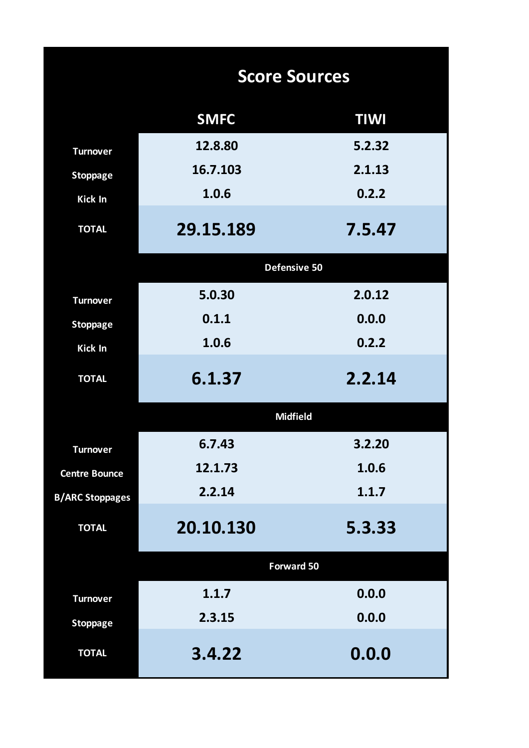# Score Sources

| | SMFC | TIWI |
|---|---|---|
| Turnover | 12.8.80 | 5.2.32 |
| Stoppage | 16.7.103 | 2.1.13 |
| Kick In | 1.0.6 | 0.2.2 |
| **TOTAL** | **29.15.189** | **7.5.47** |
| **Defensive 50** | | |
| Turnover | 5.0.30 | 2.0.12 |
| Stoppage | 0.1.1 | 0.0.0 |
| Kick In | 1.0.6 | 0.2.2 |
| **TOTAL** | **6.1.37** | **2.2.14** |
| **Midfield** | | |
| Turnover | 6.7.43 | 3.2.20 |
| Centre Bounce | 12.1.73 | 1.0.6 |
| B/ARC Stoppages | 2.2.14 | 1.1.7 |
| **TOTAL** | **20.10.130** | **5.3.33** |
| **Forward 50** | | |
| Turnover | 1.1.7 | 0.0.0 |
| Stoppage | 2.3.15 | 0.0.0 |
| **TOTAL** | **3.4.22** | **0.0.0** |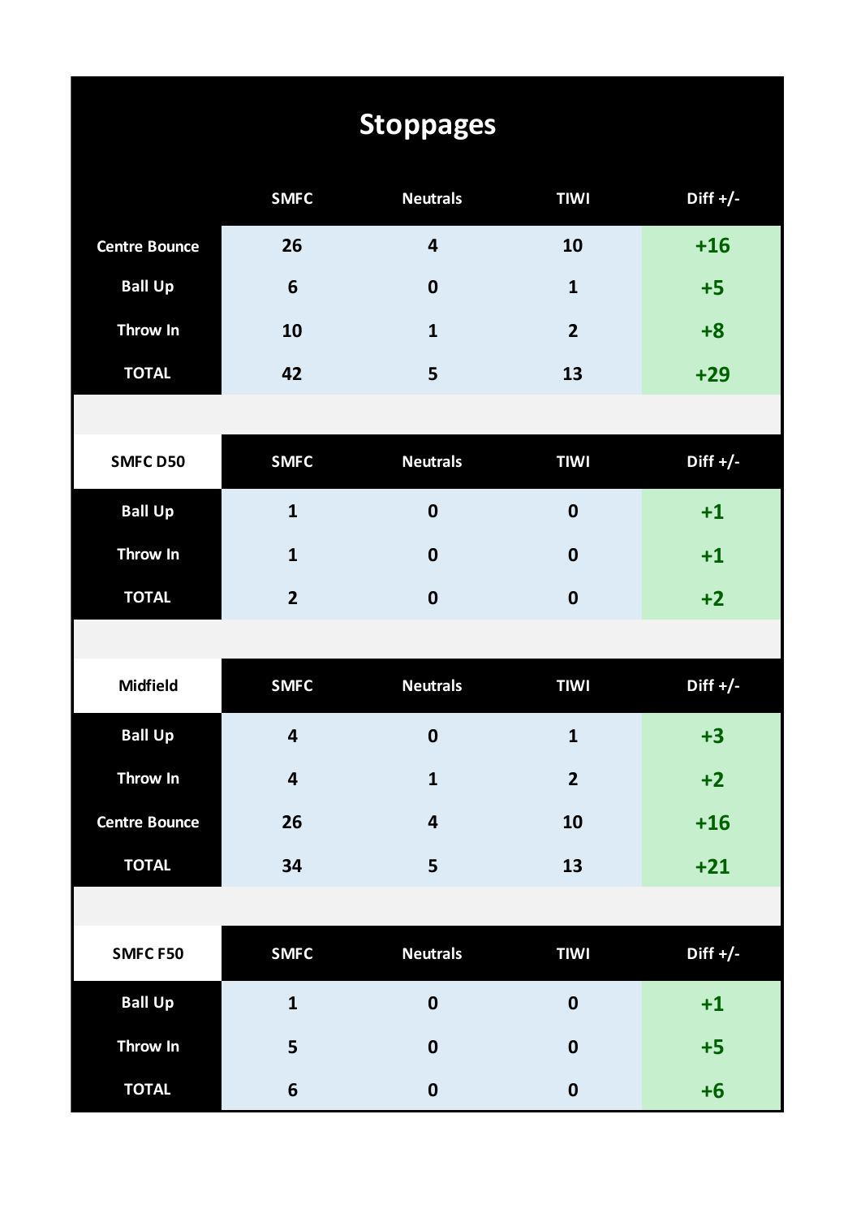# Stoppages

| | SMFC | Neutrals | TIWI | Diff +/- |
|---|---|---|---|---|
| Centre Bounce | 26 | 4 | 10 | +16 |
| Ball Up | 6 | 0 | 1 | +5 |
| Throw In | 10 | 1 | 2 | +8 |
| TOTAL | 42 | 5 | 13 | +29 |

| SMFC D50 | SMFC | Neutrals | TIWI | Diff +/- |
|---|---|---|---|---|
| Ball Up | 1 | 0 | 0 | +1 |
| Throw In | 1 | 0 | 0 | +1 |
| TOTAL | 2 | 0 | 0 | +2 |

| Midfield | SMFC | Neutrals | TIWI | Diff +/- |
|---|---|---|---|---|
| Ball Up | 4 | 0 | 1 | +3 |
| Throw In | 4 | 1 | 2 | +2 |
| Centre Bounce | 26 | 4 | 10 | +16 |
| TOTAL | 34 | 5 | 13 | +21 |

| SMFC F50 | SMFC | Neutrals | TIWI | Diff +/- |
|---|---|---|---|---|
| Ball Up | 1 | 0 | 0 | +1 |
| Throw In | 5 | 0 | 0 | +5 |
| TOTAL | 6 | 0 | 0 | +6 |